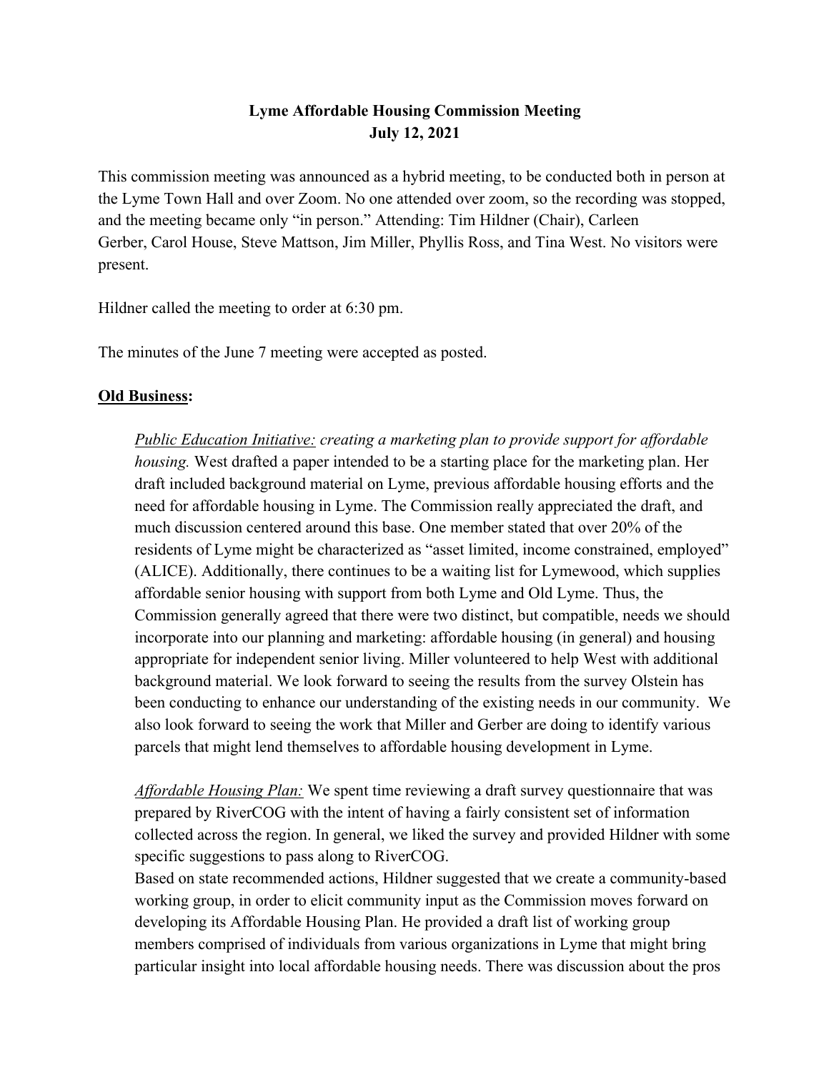**Lyme Affordable Housing Commission Meeting**
**July 12, 2021**

This commission meeting was announced as a hybrid meeting, to be conducted both in person at the Lyme Town Hall and over Zoom. No one attended over zoom, so the recording was stopped, and the meeting became only "in person." Attending: Tim Hildner (Chair), Carleen Gerber, Carol House, Steve Mattson, Jim Miller, Phyllis Ross, and Tina West. No visitors were present.

Hildner called the meeting to order at 6:30 pm.

The minutes of the June 7 meeting were accepted as posted.

**Old Business:**

*Public Education Initiative: creating a marketing plan to provide support for affordable housing.* West drafted a paper intended to be a starting place for the marketing plan. Her draft included background material on Lyme, previous affordable housing efforts and the need for affordable housing in Lyme. The Commission really appreciated the draft, and much discussion centered around this base. One member stated that over 20% of the residents of Lyme might be characterized as "asset limited, income constrained, employed" (ALICE). Additionally, there continues to be a waiting list for Lymewood, which supplies affordable senior housing with support from both Lyme and Old Lyme. Thus, the Commission generally agreed that there were two distinct, but compatible, needs we should incorporate into our planning and marketing: affordable housing (in general) and housing appropriate for independent senior living. Miller volunteered to help West with additional background material. We look forward to seeing the results from the survey Olstein has been conducting to enhance our understanding of the existing needs in our community. We also look forward to seeing the work that Miller and Gerber are doing to identify various parcels that might lend themselves to affordable housing development in Lyme.

*Affordable Housing Plan:* We spent time reviewing a draft survey questionnaire that was prepared by RiverCOG with the intent of having a fairly consistent set of information collected across the region. In general, we liked the survey and provided Hildner with some specific suggestions to pass along to RiverCOG.
Based on state recommended actions, Hildner suggested that we create a community-based working group, in order to elicit community input as the Commission moves forward on developing its Affordable Housing Plan. He provided a draft list of working group members comprised of individuals from various organizations in Lyme that might bring particular insight into local affordable housing needs. There was discussion about the pros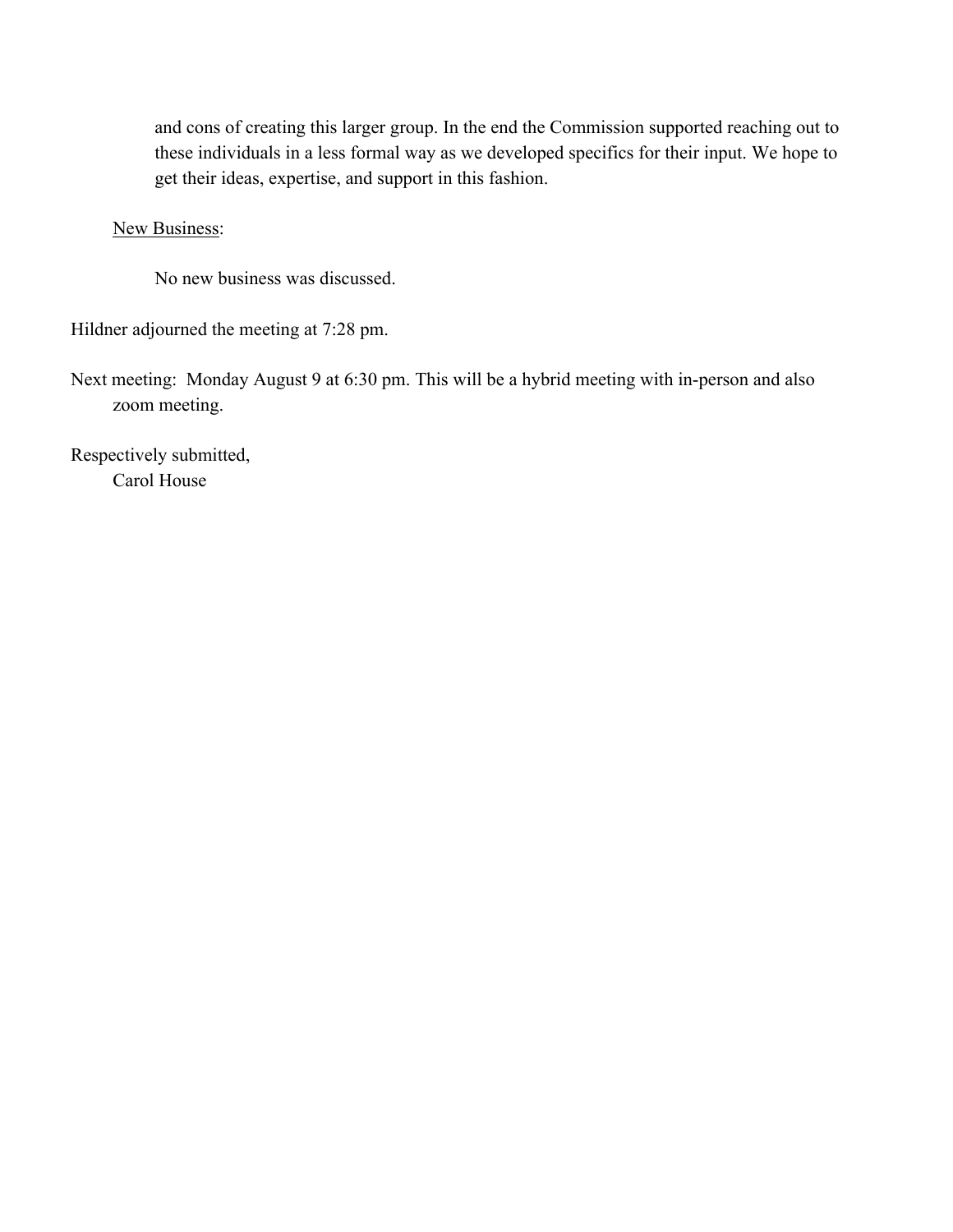and cons of creating this larger group. In the end the Commission supported reaching out to these individuals in a less formal way as we developed specifics for their input. We hope to get their ideas, expertise, and support in this fashion.

<u>New Business</u>:

No new business was discussed.

Hildner adjourned the meeting at 7:28 pm.

Next meeting: Monday August 9 at 6:30 pm. This will be a hybrid meeting with in-person and also zoom meeting.

Respectively submitted,
Carol House